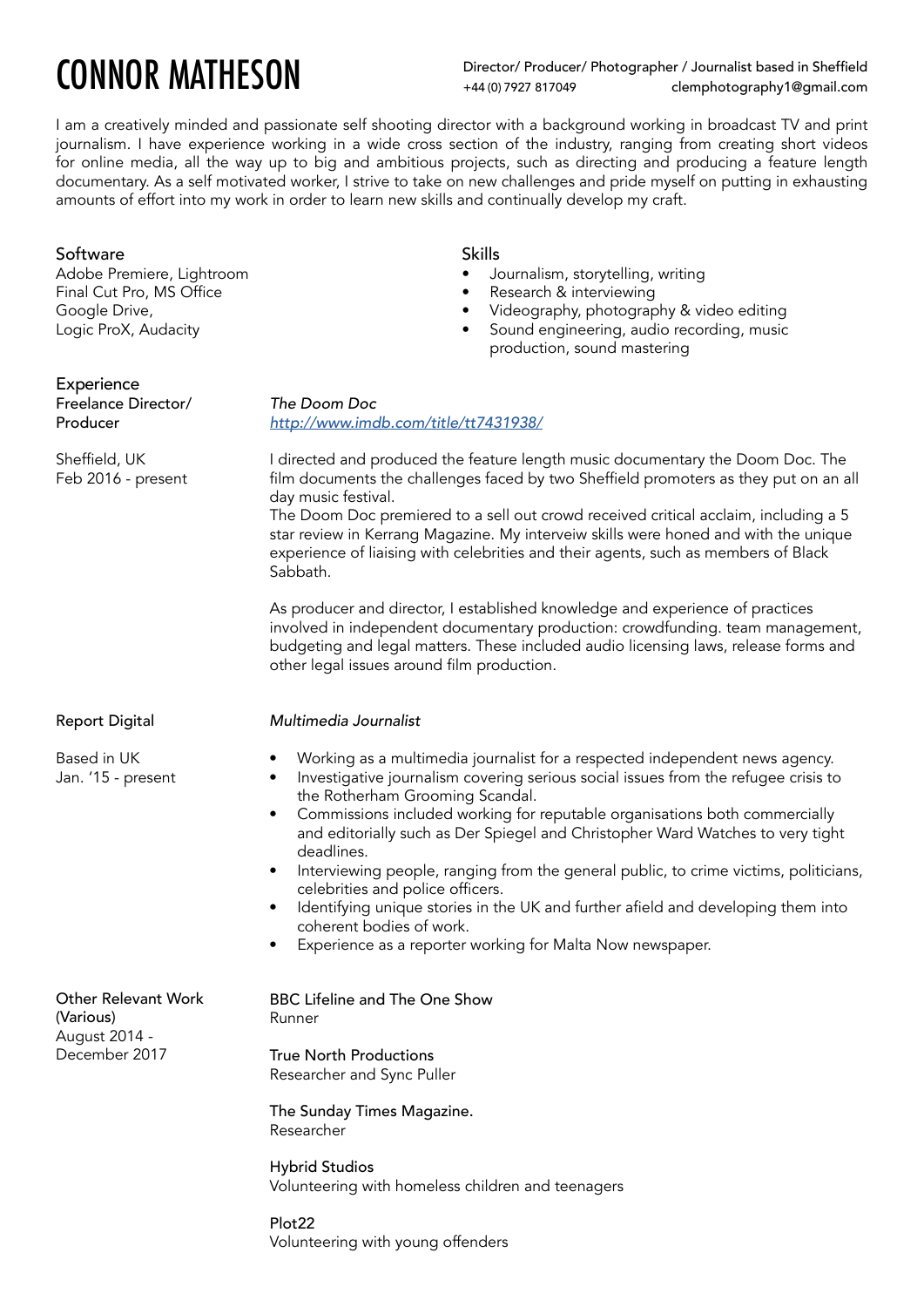# CONNOR MATHESON

Director/ Producer/ Photographer / Journalist based in Sheffield
+44 (0) 7927 817049 clemphotography1@gmail.com

I am a creatively minded and passionate self shooting director with a background working in broadcast TV and print journalism. I have experience working in a wide cross section of the industry, ranging from creating short videos for online media, all the way up to big and ambitious projects, such as directing and producing a feature length documentary. As a self motivated worker, I strive to take on new challenges and pride myself on putting in exhausting amounts of effort into my work in order to learn new skills and continually develop my craft.

## Software

Adobe Premiere, Lightroom
Final Cut Pro, MS Office
Google Drive,
Logic ProX, Audacity

## Skills

- Journalism, storytelling, writing
- Research & interviewing
- Videography, photography & video editing
- Sound engineering, audio recording, music production, sound mastering

## Experience

### Freelance Director/ Producer

Sheffield, UK
Feb 2016 - present

*The Doom Doc*
*http://www.imdb.com/title/tt7431938/*

I directed and produced the feature length music documentary the Doom Doc. The film documents the challenges faced by two Sheffield promoters as they put on an all day music festival.
The Doom Doc premiered to a sell out crowd received critical acclaim, including a 5 star review in Kerrang Magazine. My interveiw skills were honed and with the unique experience of liaising with celebrities and their agents, such as members of Black Sabbath.

As producer and director, I established knowledge and experience of practices involved in independent documentary production: crowdfunding. team management, budgeting and legal matters. These included audio licensing laws, release forms and other legal issues around film production.

### Report Digital

Based in UK
Jan. '15 - present

*Multimedia Journalist*

- Working as a multimedia journalist for a respected independent news agency.
- Investigative journalism covering serious social issues from the refugee crisis to the Rotherham Grooming Scandal.
- Commissions included working for reputable organisations both commercially and editorially such as Der Spiegel and Christopher Ward Watches to very tight deadlines.
- Interviewing people, ranging from the general public, to crime victims, politicians, celebrities and police officers.
- Identifying unique stories in the UK and further afield and developing them into coherent bodies of work.
- Experience as a reporter working for Malta Now newspaper.

### Other Relevant Work (Various)

August 2014 - December 2017

BBC Lifeline and The One Show
Runner

True North Productions
Researcher and Sync Puller

The Sunday Times Magazine.
Researcher

Hybrid Studios
Volunteering with homeless children and teenagers

Plot22
Volunteering with young offenders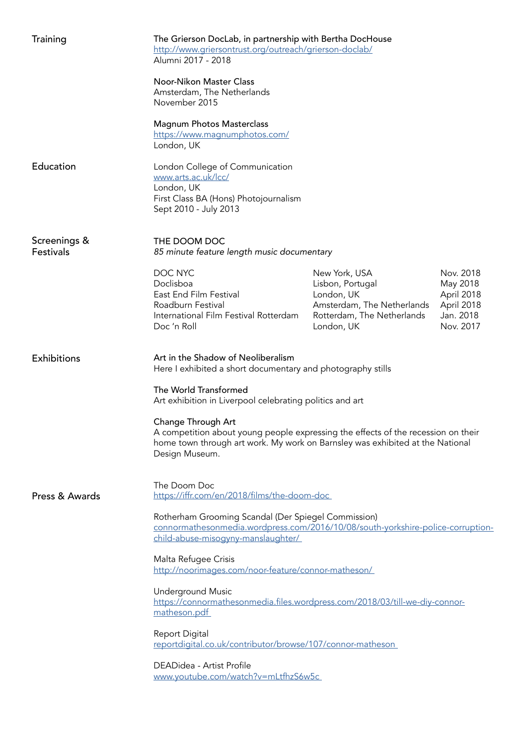## Training

**The Grierson DocLab, in partnership with Bertha DocHouse**
http://www.griersontrust.org/outreach/grierson-doclab/
Alumni 2017 - 2018

**Noor-Nikon Master Class**
Amsterdam, The Netherlands
November 2015

**Magnum Photos Masterclass**
https://www.magnumphotos.com/
London, UK

## Education

London College of Communication
www.arts.ac.uk/lcc/
London, UK
First Class BA (Hons) Photojournalism
Sept 2010 - July 2013

## Screenings & Festivals

**THE DOOM DOC**
*85 minute feature length music documentary*

| | | |
|---|---|---|
| DOC NYC | New York, USA | Nov. 2018 |
| Doclisboa | Lisbon, Portugal | May 2018 |
| East End Film Festival | London, UK | April 2018 |
| Roadburn Festival | Amsterdam, The Netherlands | April 2018 |
| International Film Festival Rotterdam | Rotterdam, The Netherlands | Jan. 2018 |
| Doc 'n Roll | London, UK | Nov. 2017 |

## Exhibitions

**Art in the Shadow of Neoliberalism**
Here I exhibited a short documentary and photography stills

**The World Transformed**
Art exhibition in Liverpool celebrating politics and art

**Change Through Art**
A competition about young people expressing the effects of the recession on their home town through art work. My work on Barnsley was exhibited at the National Design Museum.

## Press & Awards

The Doom Doc
https://iffr.com/en/2018/films/the-doom-doc

Rotherham Grooming Scandal (Der Spiegel Commission)
connormathesonmedia.wordpress.com/2016/10/08/south-yorkshire-police-corruption-child-abuse-misogyny-manslaughter/

Malta Refugee Crisis
http://noorimages.com/noor-feature/connor-matheson/

Underground Music
https://connormathesonmedia.files.wordpress.com/2018/03/till-we-diy-connor-matheson.pdf

Report Digital
reportdigital.co.uk/contributor/browse/107/connor-matheson

DEADidea - Artist Profile
www.youtube.com/watch?v=mLtfhzS6w5c